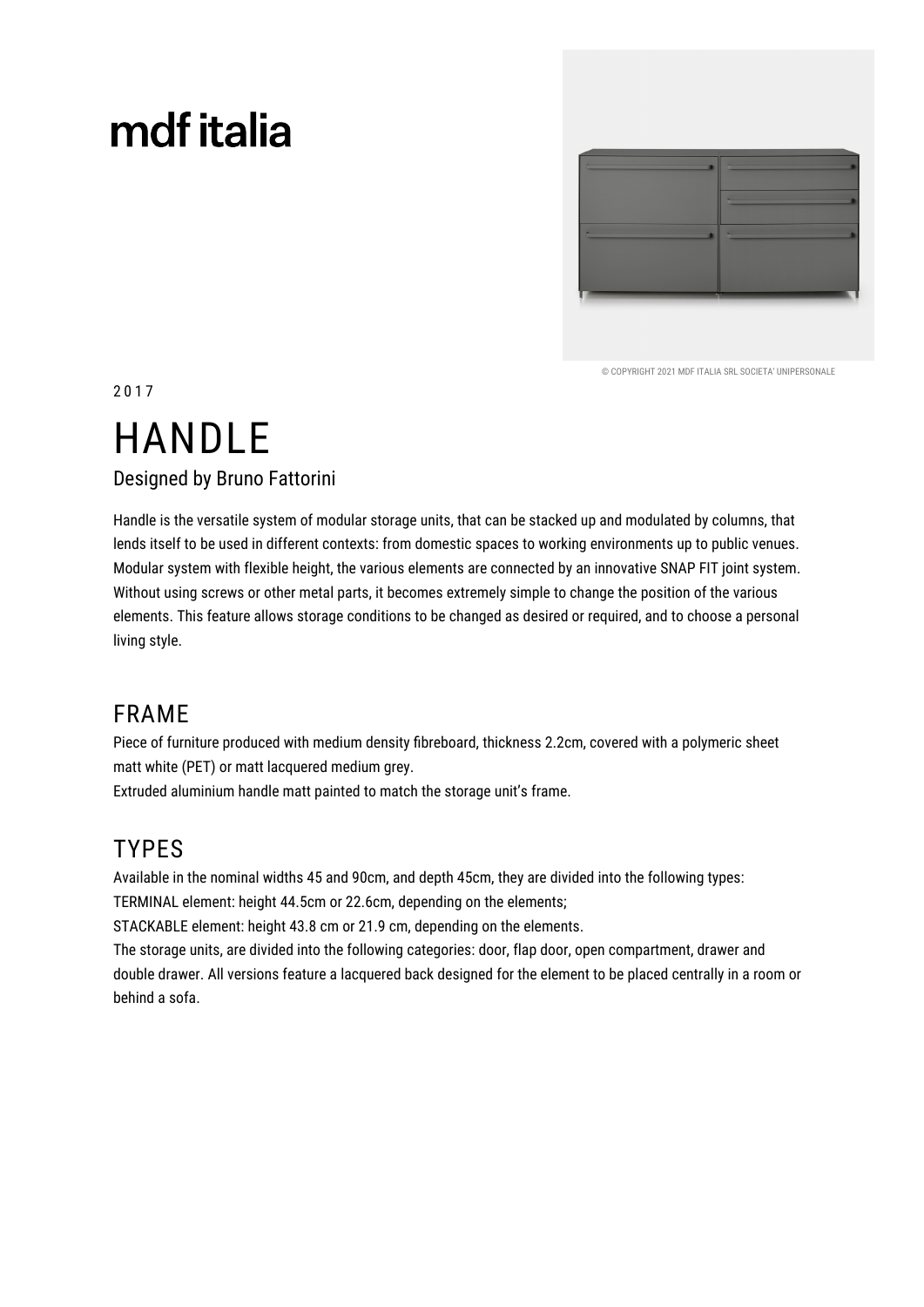mdf italia

© COPYRIGHT 2021 MDF ITALIA SRL SOCIETA' UNIPERSONALE

2017

# HANDLE

Designed by Bruno Fattorini

Handle is the versatile system of modular storage units, that can be stacked up and modulated by columns, that lends itself to be used in different contexts: from domestic spaces to working environments up to public venues. Modular system with flexible height, the various elements are connected by an innovative SNAP FIT joint system. Without using screws or other metal parts, it becomes extremely simple to change the position of the various elements. This feature allows storage conditions to be changed as desired or required, and to choose a personal living style.

## FRAME

Piece of furniture produced with medium density fibreboard, thickness 2.2cm, covered with a polymeric sheet matt white (PET) or matt lacquered medium grey.
Extruded aluminium handle matt painted to match the storage unit's frame.

## TYPES

Available in the nominal widths 45 and 90cm, and depth 45cm, they are divided into the following types:
TERMINAL element: height 44.5cm or 22.6cm, depending on the elements;
STACKABLE element: height 43.8 cm or 21.9 cm, depending on the elements.
The storage units, are divided into the following categories: door, flap door, open compartment, drawer and double drawer. All versions feature a lacquered back designed for the element to be placed centrally in a room or behind a sofa.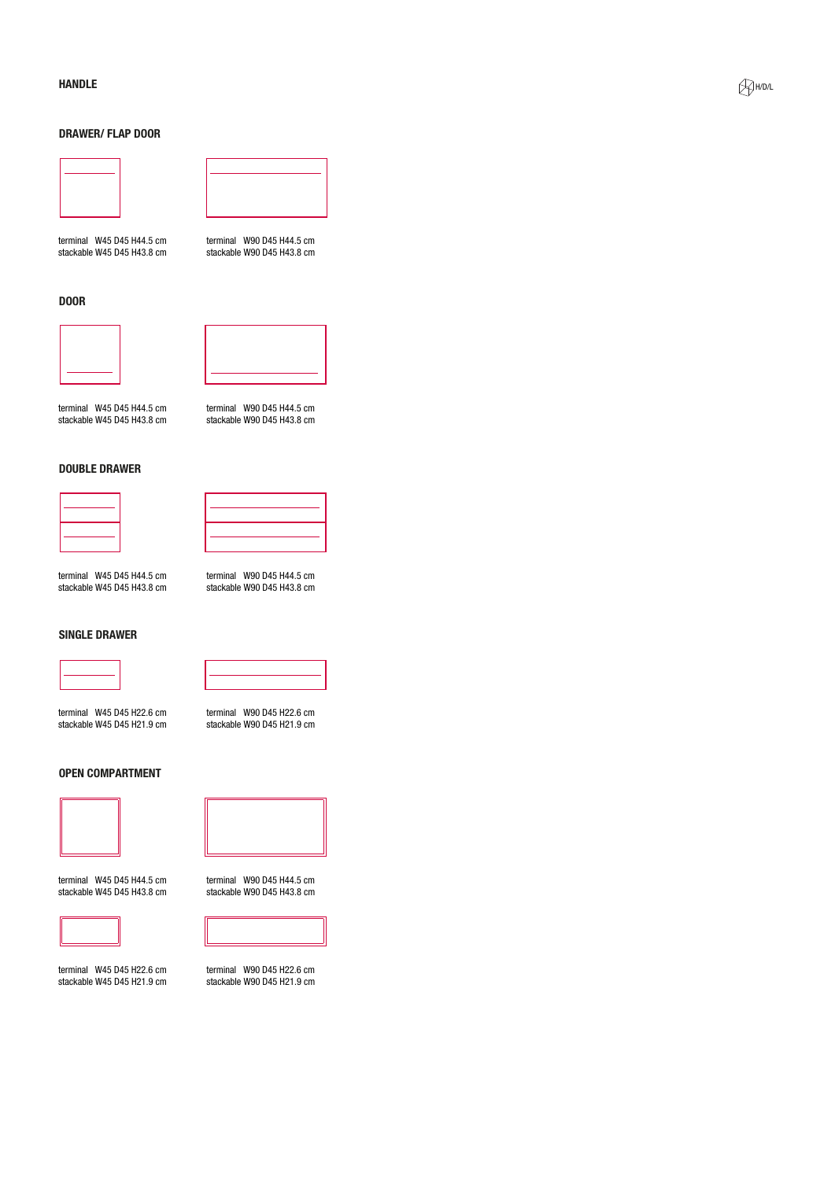## HANDLE

H/D/L

### DRAWER/ FLAP DOOR

terminal W45 D45 H44.5 cm
stackable W45 D45 H43.8 cm

terminal W90 D45 H44.5 cm
stackable W90 D45 H43.8 cm

### DOOR

terminal W45 D45 H44.5 cm
stackable W45 D45 H43.8 cm

terminal W90 D45 H44.5 cm
stackable W90 D45 H43.8 cm

### DOUBLE DRAWER

terminal W45 D45 H44.5 cm
stackable W45 D45 H43.8 cm

terminal W90 D45 H44.5 cm
stackable W90 D45 H43.8 cm

### SINGLE DRAWER

terminal W45 D45 H22.6 cm
stackable W45 D45 H21.9 cm

terminal W90 D45 H22.6 cm
stackable W90 D45 H21.9 cm

### OPEN COMPARTMENT

terminal W45 D45 H44.5 cm
stackable W45 D45 H43.8 cm

terminal W90 D45 H44.5 cm
stackable W90 D45 H43.8 cm

terminal W45 D45 H22.6 cm
stackable W45 D45 H21.9 cm

terminal W90 D45 H22.6 cm
stackable W90 D45 H21.9 cm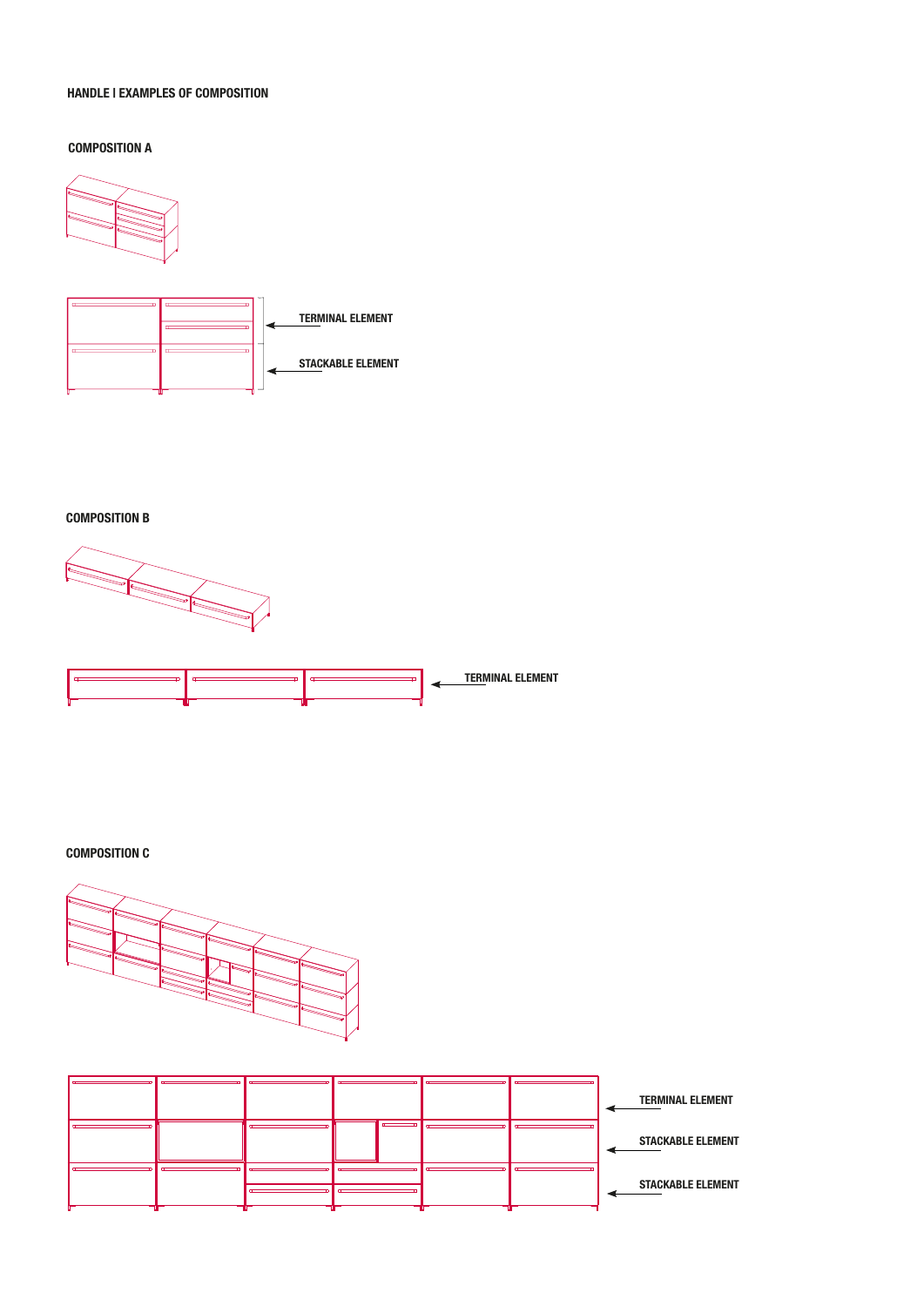# HANDLE I EXAMPLES OF COMPOSITION

## COMPOSITION A

TERMINAL ELEMENT

STACKABLE ELEMENT

## COMPOSITION B

TERMINAL ELEMENT

## COMPOSITION C

TERMINAL ELEMENT

STACKABLE ELEMENT

STACKABLE ELEMENT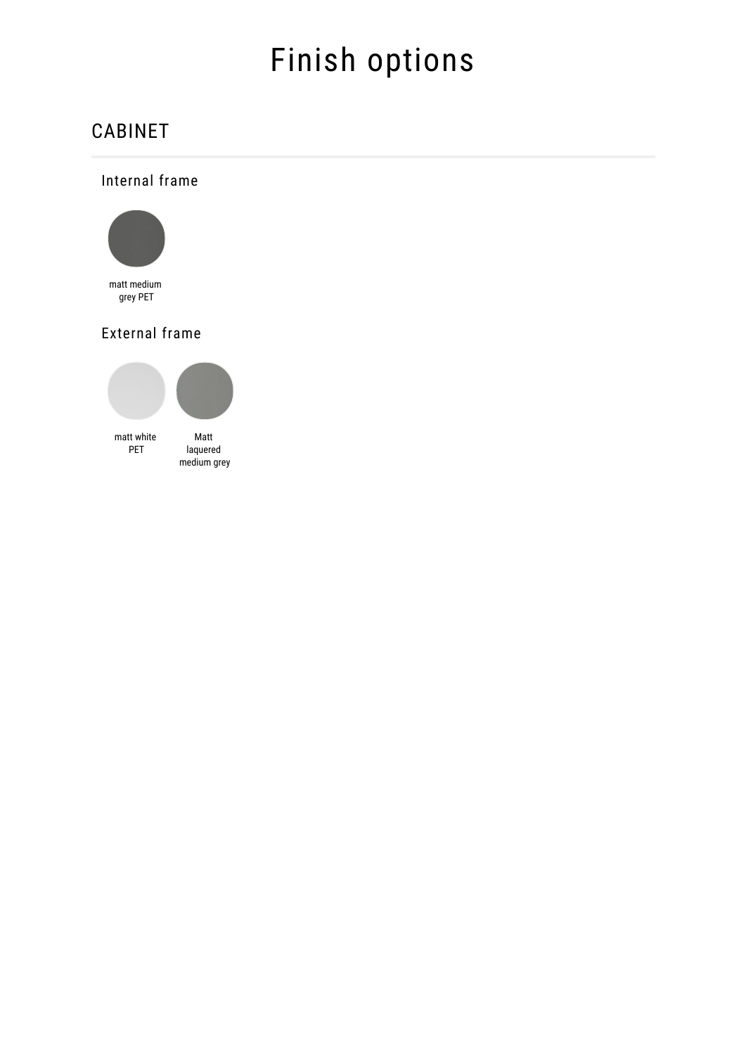# Finish options

## CABINET

### Internal frame

matt medium grey PET

### External frame

matt white PET

Matt laquered medium grey